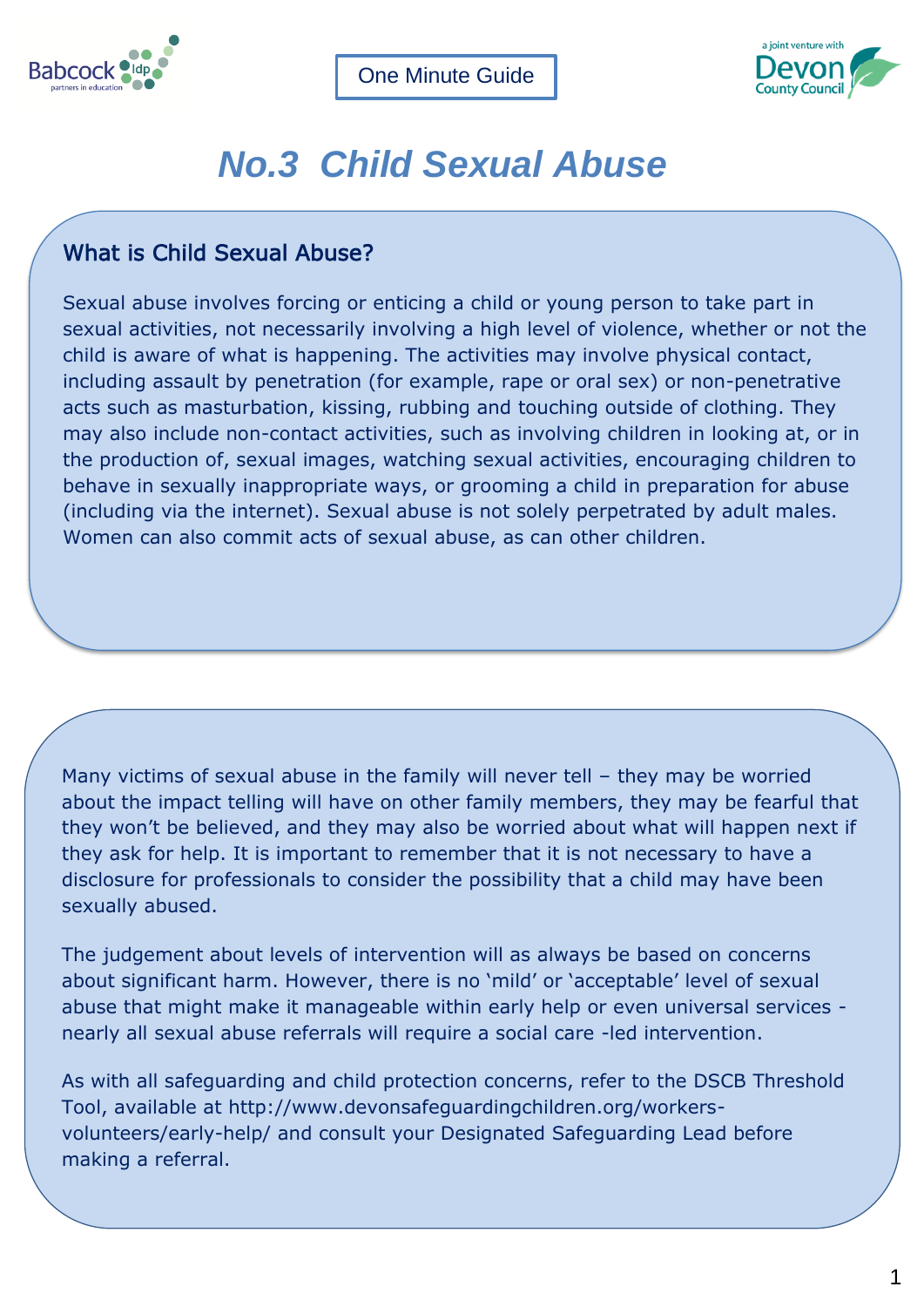One Minute Guide

# *No.3 Child Sexual Abuse*

## What is Child Sexual Abuse?

Sexual abuse involves forcing or enticing a child or young person to take part in sexual activities, not necessarily involving a high level of violence, whether or not the child is aware of what is happening. The activities may involve physical contact, including assault by penetration (for example, rape or oral sex) or non-penetrative acts such as masturbation, kissing, rubbing and touching outside of clothing. They may also include non-contact activities, such as involving children in looking at, or in the production of, sexual images, watching sexual activities, encouraging children to behave in sexually inappropriate ways, or grooming a child in preparation for abuse (including via the internet). Sexual abuse is not solely perpetrated by adult males. Women can also commit acts of sexual abuse, as can other children.

Many victims of sexual abuse in the family will never tell – they may be worried about the impact telling will have on other family members, they may be fearful that they won't be believed, and they may also be worried about what will happen next if they ask for help. It is important to remember that it is not necessary to have a disclosure for professionals to consider the possibility that a child may have been sexually abused.

The judgement about levels of intervention will as always be based on concerns about significant harm. However, there is no 'mild' or 'acceptable' level of sexual abuse that might make it manageable within early help or even universal services - nearly all sexual abuse referrals will require a social care -led intervention.

As with all safeguarding and child protection concerns, refer to the DSCB Threshold Tool, available at http://www.devonsafeguardingchildren.org/workers-volunteers/early-help/ and consult your Designated Safeguarding Lead before making a referral.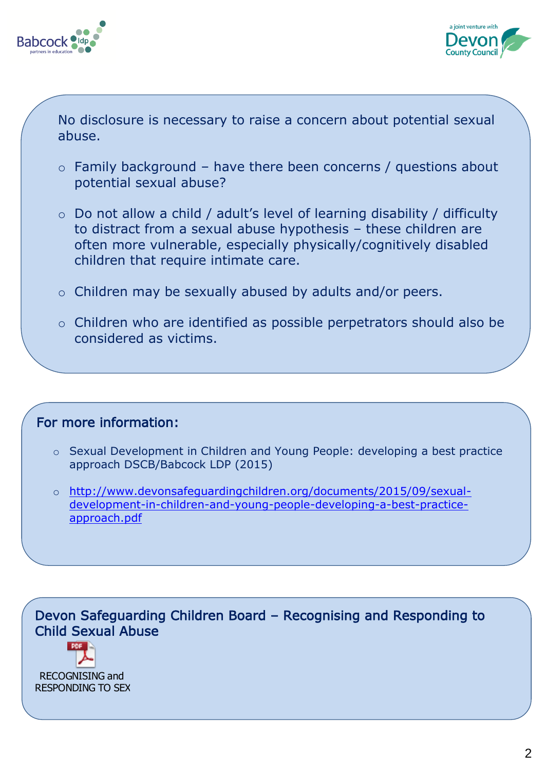No disclosure is necessary to raise a concern about potential sexual abuse.

- Family background – have there been concerns / questions about potential sexual abuse?
- Do not allow a child / adult's level of learning disability / difficulty to distract from a sexual abuse hypothesis – these children are often more vulnerable, especially physically/cognitively disabled children that require intimate care.
- Children may be sexually abused by adults and/or peers.
- Children who are identified as possible perpetrators should also be considered as victims.

**For more information:**

- Sexual Development in Children and Young People: developing a best practice approach DSCB/Babcock LDP (2015)
- http://www.devonsafeguardingchildren.org/documents/2015/09/sexual-development-in-children-and-young-people-developing-a-best-practice-approach.pdf

**Devon Safeguarding Children Board – Recognising and Responding to Child Sexual Abuse**

RECOGNISING and RESPONDING TO SEX